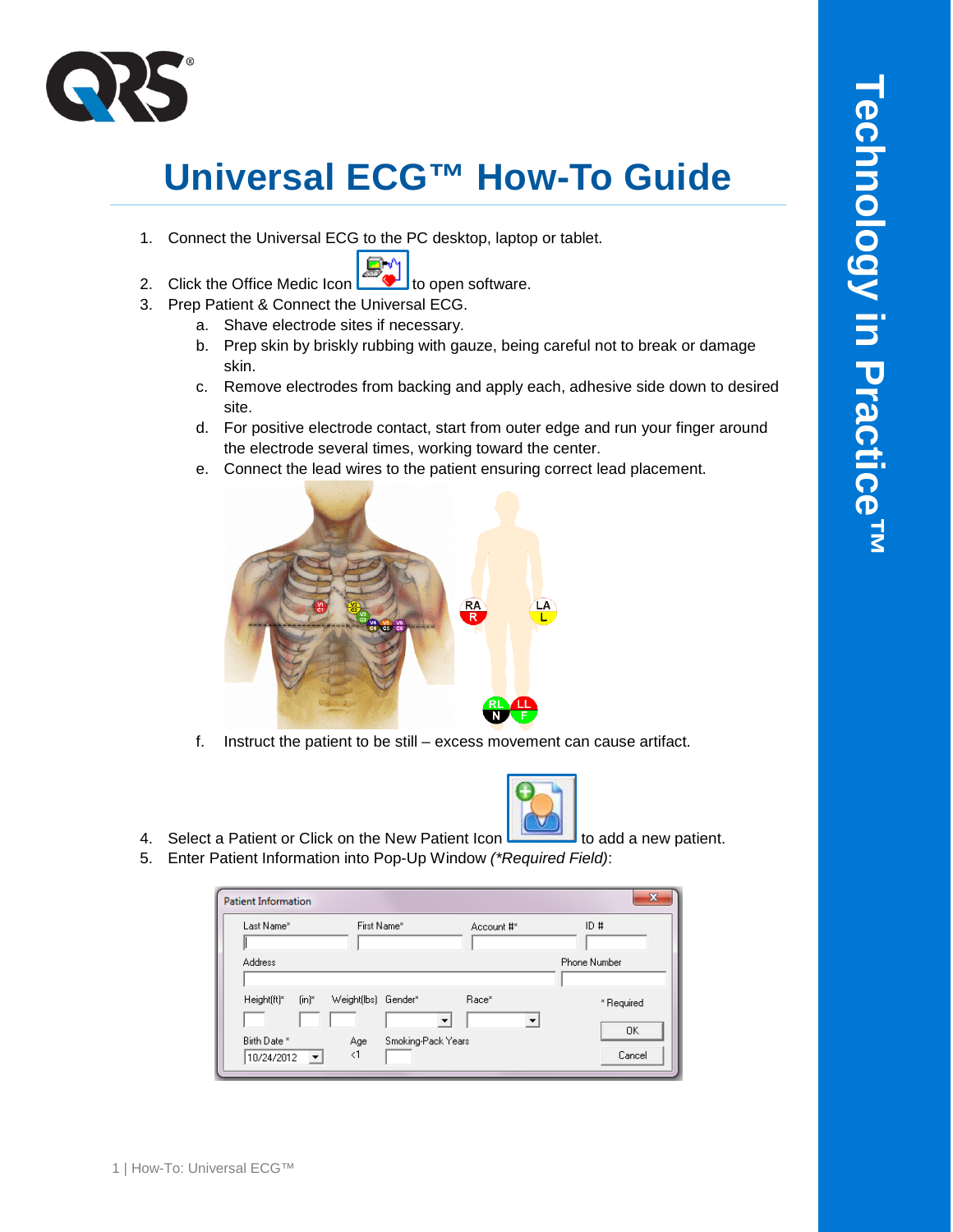# Universal ECG™ How-To Guide

1. Connect the Universal ECG to the PC desktop, laptop or tablet.
2. Click the Office Medic Icon to open software.
3. Prep Patient & Connect the Universal ECG.
   a. Shave electrode sites if necessary.
   b. Prep skin by briskly rubbing with gauze, being careful not to break or damage skin.
   c. Remove electrodes from backing and apply each, adhesive side down to desired site.
   d. For positive electrode contact, start from outer edge and run your finger around the electrode several times, working toward the center.
   e. Connect the lead wires to the patient ensuring correct lead placement.
   f. Instruct the patient to be still – excess movement can cause artifact.
4. Select a Patient or Click on the New Patient Icon to add a new patient.
5. Enter Patient Information into Pop-Up Window *(*Required Field)*:

Technology in Practice™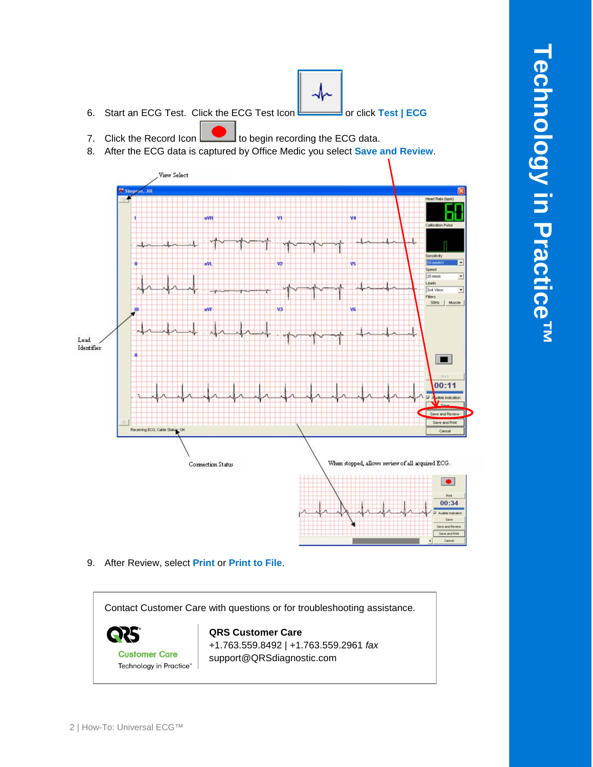6. Start an ECG Test. Click the ECG Test Icon or click **Test | ECG**

7. Click the Record Icon to begin recording the ECG data.

8. After the ECG data is captured by Office Medic you select **Save and Review**.

View Select

Lead Identifier

Connection Status

When stopped, allows review of all acquired ECG.

9. After Review, select **Print** or **Print to File**.

Contact Customer Care with questions or for troubleshooting assistance.

QRS Customer Care
Technology in Practice™

**QRS Customer Care**
+1.763.559.8492 | +1.763.559.2961 *fax*
support@QRSdiagnostic.com